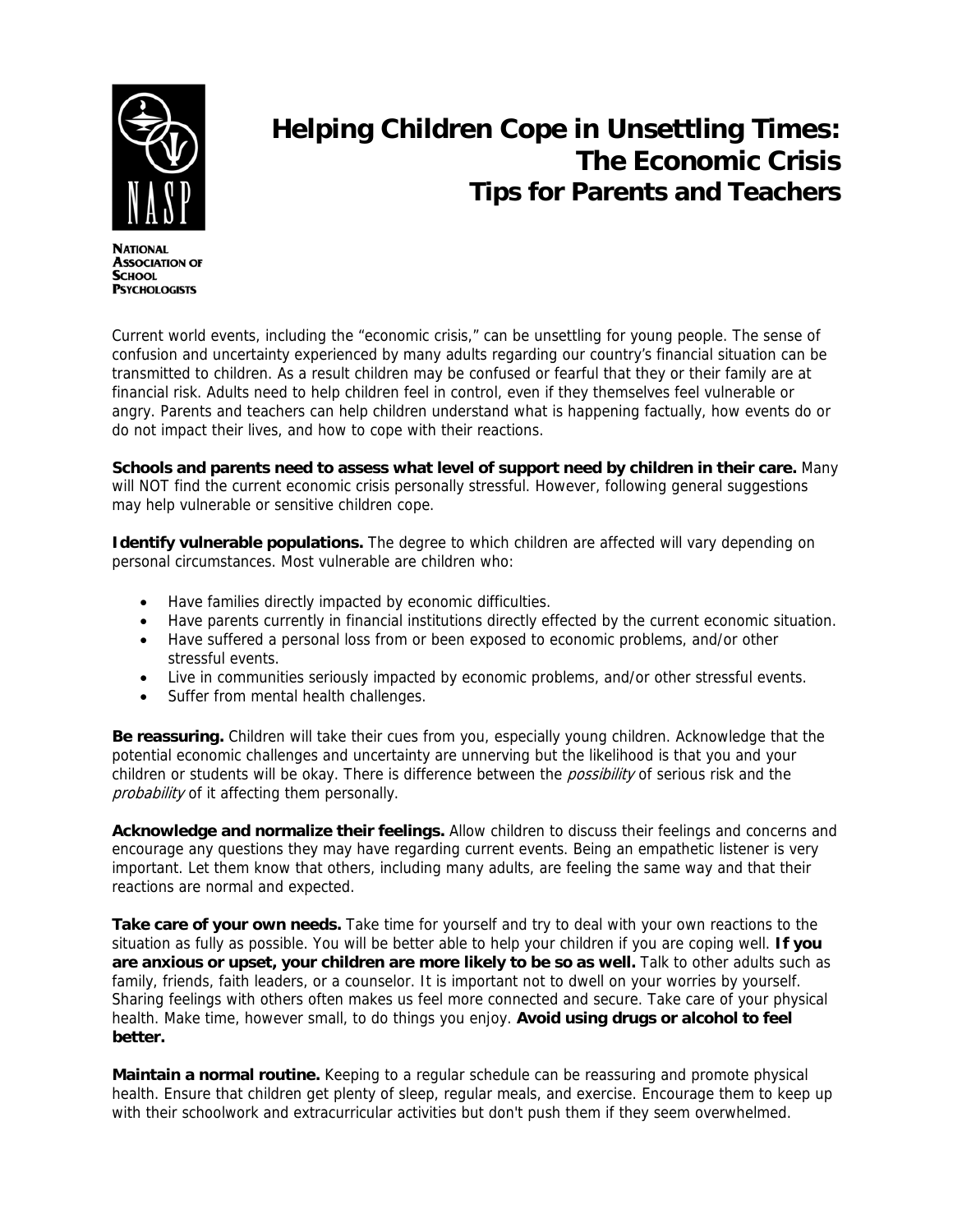NATIONAL ASSOCIATION OF SCHOOL PSYCHOLOGISTS

# Helping Children Cope in Unsettling Times: The Economic Crisis
## Tips for Parents and Teachers

Current world events, including the "economic crisis," can be unsettling for young people. The sense of confusion and uncertainty experienced by many adults regarding our country's financial situation can be transmitted to children. As a result children may be confused or fearful that they or their family are at financial risk. Adults need to help children feel in control, even if they themselves feel vulnerable or angry. Parents and teachers can help children understand what is happening factually, how events do or do not impact their lives, and how to cope with their reactions.

**Schools and parents need to assess what level of support need by children in their care.** Many will NOT find the current economic crisis personally stressful. However, following general suggestions may help vulnerable or sensitive children cope.

**Identify vulnerable populations.** The degree to which children are affected will vary depending on personal circumstances. Most vulnerable are children who:

- Have families directly impacted by economic difficulties.
- Have parents currently in financial institutions directly effected by the current economic situation.
- Have suffered a personal loss from or been exposed to economic problems, and/or other stressful events.
- Live in communities seriously impacted by economic problems, and/or other stressful events.
- Suffer from mental health challenges.

**Be reassuring.** Children will take their cues from you, especially young children. Acknowledge that the potential economic challenges and uncertainty are unnerving but the likelihood is that you and your children or students will be okay. There is difference between the *possibility* of serious risk and the *probability* of it affecting them personally.

**Acknowledge and normalize their feelings.** Allow children to discuss their feelings and concerns and encourage any questions they may have regarding current events. Being an empathetic listener is very important. Let them know that others, including many adults, are feeling the same way and that their reactions are normal and expected.

**Take care of your own needs.** Take time for yourself and try to deal with your own reactions to the situation as fully as possible. You will be better able to help your children if you are coping well. **If you are anxious or upset, your children are more likely to be so as well.** Talk to other adults such as family, friends, faith leaders, or a counselor. It is important not to dwell on your worries by yourself. Sharing feelings with others often makes us feel more connected and secure. Take care of your physical health. Make time, however small, to do things you enjoy. **Avoid using drugs or alcohol to feel better.**

**Maintain a normal routine.** Keeping to a regular schedule can be reassuring and promote physical health. Ensure that children get plenty of sleep, regular meals, and exercise. Encourage them to keep up with their schoolwork and extracurricular activities but don't push them if they seem overwhelmed.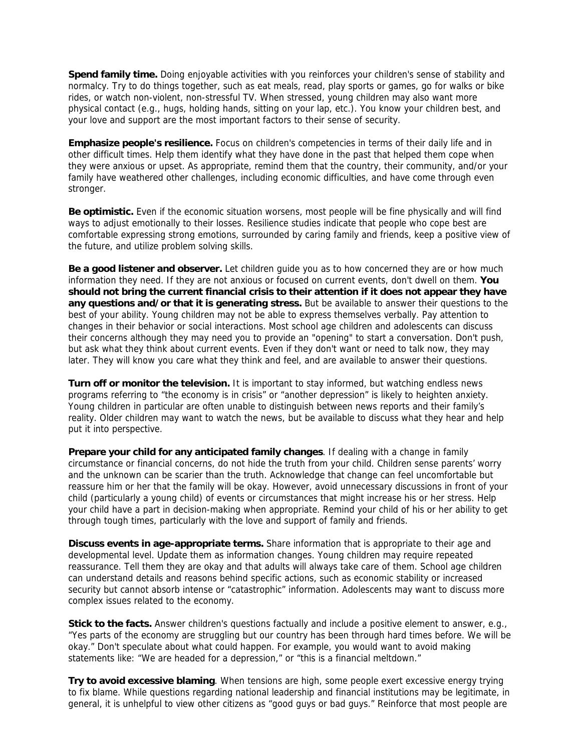**Spend family time.** Doing enjoyable activities with you reinforces your children's sense of stability and normalcy. Try to do things together, such as eat meals, read, play sports or games, go for walks or bike rides, or watch non-violent, non-stressful TV. When stressed, young children may also want more physical contact (e.g., hugs, holding hands, sitting on your lap, etc.). You know your children best, and your love and support are the most important factors to their sense of security.

**Emphasize people's resilience.** Focus on children's competencies in terms of their daily life and in other difficult times. Help them identify what they have done in the past that helped them cope when they were anxious or upset. As appropriate, remind them that the country, their community, and/or your family have weathered other challenges, including economic difficulties, and have come through even stronger.

**Be optimistic.** Even if the economic situation worsens, most people will be fine physically and will find ways to adjust emotionally to their losses. Resilience studies indicate that people who cope best are comfortable expressing strong emotions, surrounded by caring family and friends, keep a positive view of the future, and utilize problem solving skills.

**Be a good listener and observer.** Let children guide you as to how concerned they are or how much information they need. If they are not anxious or focused on current events, don't dwell on them. **You should not bring the current financial crisis to their attention if it does not appear they have any questions and/or that it is generating stress.** But be available to answer their questions to the best of your ability. Young children may not be able to express themselves verbally. Pay attention to changes in their behavior or social interactions. Most school age children and adolescents can discuss their concerns although they may need you to provide an "opening" to start a conversation. Don't push, but ask what they think about current events. Even if they don't want or need to talk now, they may later. They will know you care what they think and feel, and are available to answer their questions.

**Turn off or monitor the television.** It is important to stay informed, but watching endless news programs referring to "the economy is in crisis" or "another depression" is likely to heighten anxiety. Young children in particular are often unable to distinguish between news reports and their family's reality. Older children may want to watch the news, but be available to discuss what they hear and help put it into perspective.

**Prepare your child for any anticipated family changes**. If dealing with a change in family circumstance or financial concerns, do not hide the truth from your child. Children sense parents' worry and the unknown can be scarier than the truth. Acknowledge that change can feel uncomfortable but reassure him or her that the family will be okay. However, avoid unnecessary discussions in front of your child (particularly a young child) of events or circumstances that might increase his or her stress. Help your child have a part in decision-making when appropriate. Remind your child of his or her ability to get through tough times, particularly with the love and support of family and friends.

**Discuss events in age-appropriate terms.** Share information that is appropriate to their age and developmental level. Update them as information changes. Young children may require repeated reassurance. Tell them they are okay and that adults will always take care of them. School age children can understand details and reasons behind specific actions, such as economic stability or increased security but cannot absorb intense or "catastrophic" information. Adolescents may want to discuss more complex issues related to the economy.

**Stick to the facts.** Answer children's questions factually and include a positive element to answer, e.g., "Yes parts of the economy are struggling but our country has been through hard times before. We will be okay." Don't speculate about what could happen. For example, you would want to avoid making statements like: "We are headed for a depression," or "this is a financial meltdown."

**Try to avoid excessive blaming**. When tensions are high, some people exert excessive energy trying to fix blame. While questions regarding national leadership and financial institutions may be legitimate, in general, it is unhelpful to view other citizens as "good guys or bad guys." Reinforce that most people are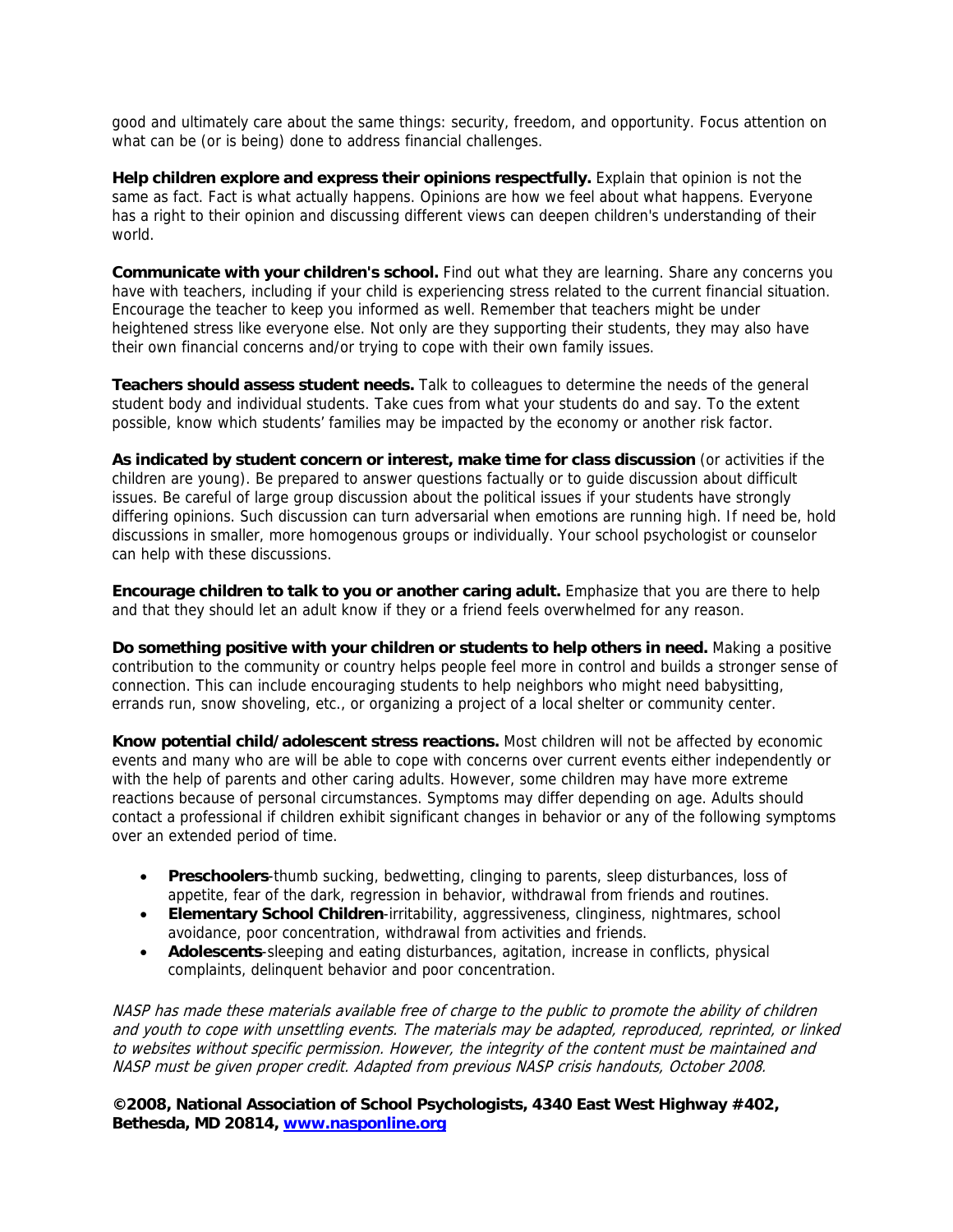good and ultimately care about the same things: security, freedom, and opportunity. Focus attention on what can be (or is being) done to address financial challenges.

**Help children explore and express their opinions respectfully.** Explain that opinion is not the same as fact. Fact is what actually happens. Opinions are how we feel about what happens. Everyone has a right to their opinion and discussing different views can deepen children's understanding of their world.

**Communicate with your children's school.** Find out what they are learning. Share any concerns you have with teachers, including if your child is experiencing stress related to the current financial situation. Encourage the teacher to keep you informed as well. Remember that teachers might be under heightened stress like everyone else. Not only are they supporting their students, they may also have their own financial concerns and/or trying to cope with their own family issues.

**Teachers should assess student needs.** Talk to colleagues to determine the needs of the general student body and individual students. Take cues from what your students do and say. To the extent possible, know which students' families may be impacted by the economy or another risk factor.

**As indicated by student concern or interest, make time for class discussion** (or activities if the children are young). Be prepared to answer questions factually or to guide discussion about difficult issues. Be careful of large group discussion about the political issues if your students have strongly differing opinions. Such discussion can turn adversarial when emotions are running high. If need be, hold discussions in smaller, more homogenous groups or individually. Your school psychologist or counselor can help with these discussions.

**Encourage children to talk to you or another caring adult.** Emphasize that you are there to help and that they should let an adult know if they or a friend feels overwhelmed for any reason.

**Do something positive with your children or students to help others in need.** Making a positive contribution to the community or country helps people feel more in control and builds a stronger sense of connection. This can include encouraging students to help neighbors who might need babysitting, errands run, snow shoveling, etc., or organizing a project of a local shelter or community center.

**Know potential child/adolescent stress reactions.** Most children will not be affected by economic events and many who are will be able to cope with concerns over current events either independently or with the help of parents and other caring adults. However, some children may have more extreme reactions because of personal circumstances. Symptoms may differ depending on age. Adults should contact a professional if children exhibit significant changes in behavior or any of the following symptoms over an extended period of time.

- **Preschoolers**-thumb sucking, bedwetting, clinging to parents, sleep disturbances, loss of appetite, fear of the dark, regression in behavior, withdrawal from friends and routines.
- **Elementary School Children**-irritability, aggressiveness, clinginess, nightmares, school avoidance, poor concentration, withdrawal from activities and friends.
- **Adolescents**-sleeping and eating disturbances, agitation, increase in conflicts, physical complaints, delinquent behavior and poor concentration.

*NASP has made these materials available free of charge to the public to promote the ability of children and youth to cope with unsettling events. The materials may be adapted, reproduced, reprinted, or linked to websites without specific permission. However, the integrity of the content must be maintained and NASP must be given proper credit. Adapted from previous NASP crisis handouts, October 2008.*

**©2008, National Association of School Psychologists, 4340 East West Highway #402, Bethesda, MD 20814, [www.nasponline.org](http://www.nasponline.org)**